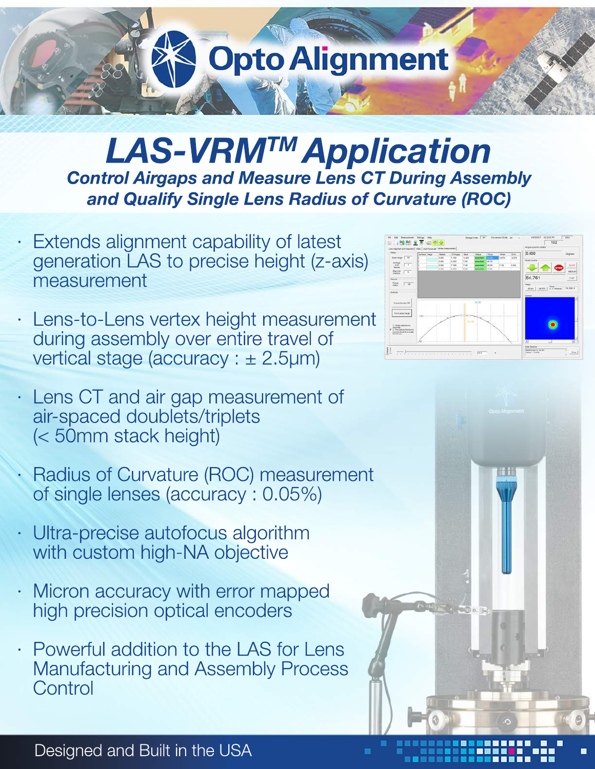# Opto Alignment

# LAS-VRM™ Application

***Control Airgaps and Measure Lens CT During Assembly and Qualify Single Lens Radius of Curvature (ROC)***

- Extends alignment capability of latest generation LAS to precise height (z-axis) measurement
- Lens-to-Lens vertex height measurement during assembly over entire travel of vertical stage (accuracy : ± 2.5µm)
- Lens CT and air gap measurement of air-spaced doublets/triplets (< 50mm stack height)
- Radius of Curvature (ROC) measurement of single lenses (accuracy : 0.05%)
- Ultra-precise autofocus algorithm with custom high-NA objective
- Micron accuracy with error mapped high precision optical encoders
- Powerful addition to the LAS for Lens Manufacturing and Assembly Process Control

Designed and Built in the USA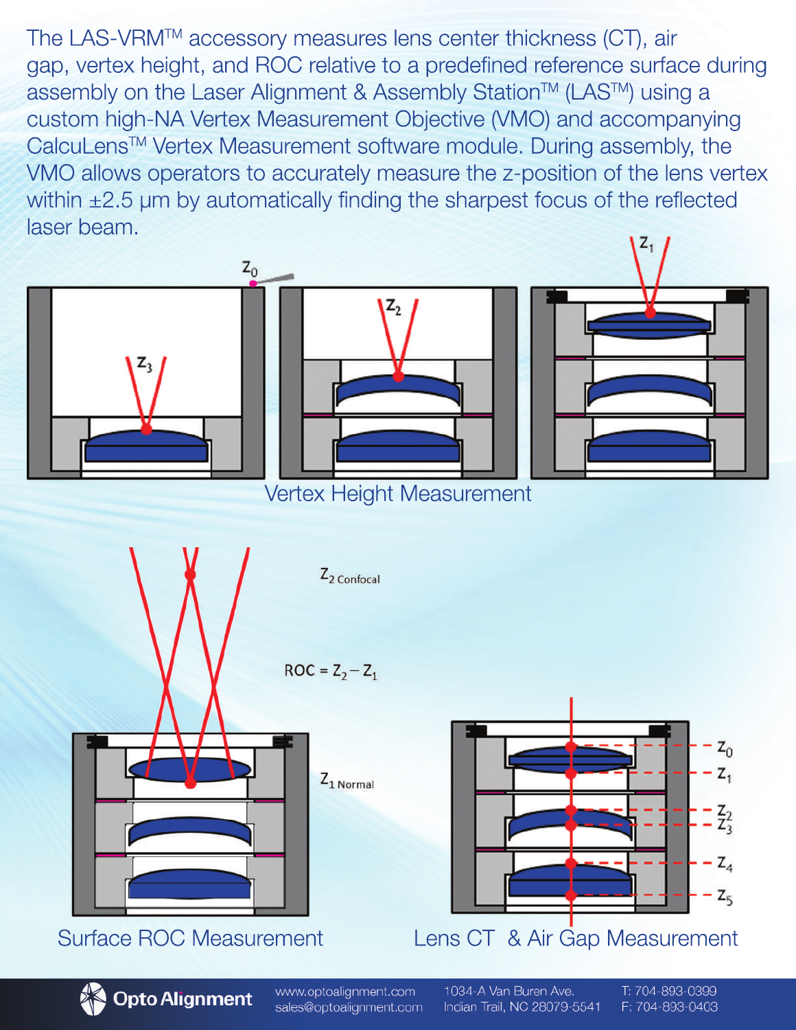The LAS-VRM[TM] accessory measures lens center thickness (CT), air gap, vertex height, and ROC relative to a predefined reference surface during assembly on the Laser Alignment & Assembly Station[TM] (LAS[TM]) using a custom high-NA Vertex Measurement Objective (VMO) and accompanying CalcuLens[TM] Vertex Measurement software module. During assembly, the VMO allows operators to accurately measure the z-position of the lens vertex within ±2.5 µm by automatically finding the sharpest focus of the reflected laser beam.

$Z_0$

$Z_3$

$Z_2$

$Z_1$

Vertex Height Measurement

$Z_{2\ \mathrm{Confocal}}$

$\mathrm{ROC} = Z_2 - Z_1$

$Z_{1\ \mathrm{Normal}}$

Surface ROC Measurement

$Z_0$

$Z_1$

$Z_2$

$Z_3$

$Z_4$

$Z_5$

Lens CT & Air Gap Measurement